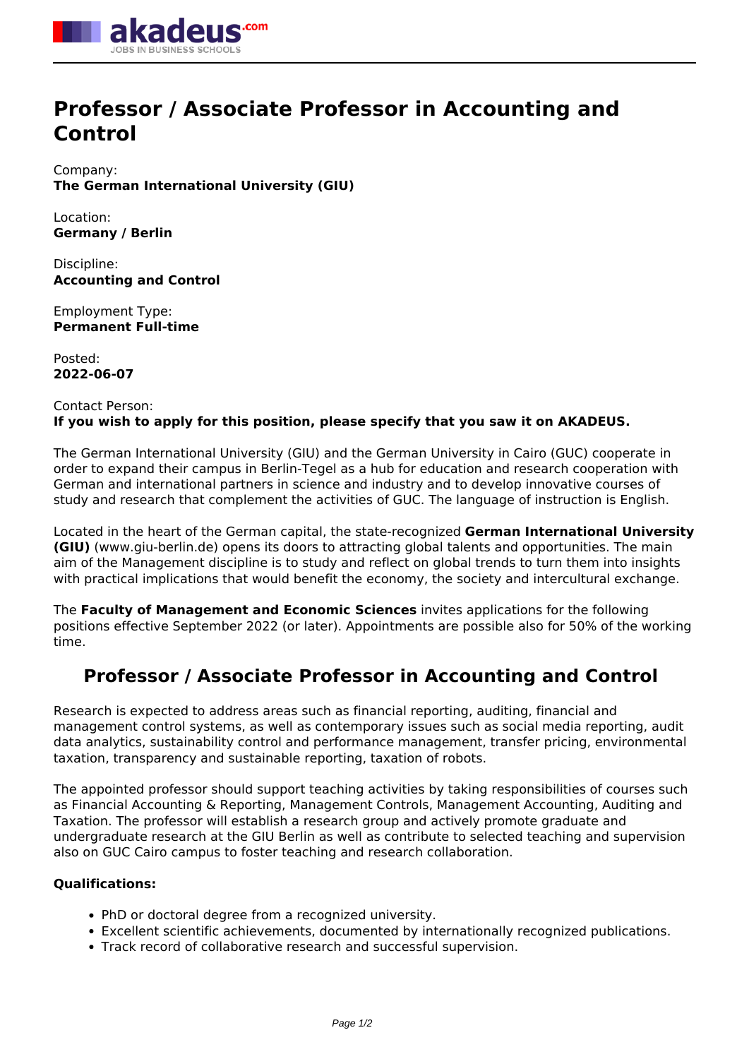# Professor / Associate Professor in Accounting and Control

Company:
**The German International University (GIU)**

Location:
**Germany / Berlin**

Discipline:
**Accounting and Control**

Employment Type:
**Permanent Full-time**

Posted:
**2022-06-07**

Contact Person:
**If you wish to apply for this position, please specify that you saw it on AKADEUS.**

The German International University (GIU) and the German University in Cairo (GUC) cooperate in order to expand their campus in Berlin-Tegel as a hub for education and research cooperation with German and international partners in science and industry and to develop innovative courses of study and research that complement the activities of GUC. The language of instruction is English.

Located in the heart of the German capital, the state-recognized **German International University (GIU)** (www.giu-berlin.de) opens its doors to attracting global talents and opportunities. The main aim of the Management discipline is to study and reflect on global trends to turn them into insights with practical implications that would benefit the economy, the society and intercultural exchange.

The **Faculty of Management and Economic Sciences** invites applications for the following positions effective September 2022 (or later). Appointments are possible also for 50% of the working time.

## Professor / Associate Professor in Accounting and Control

Research is expected to address areas such as financial reporting, auditing, financial and management control systems, as well as contemporary issues such as social media reporting, audit data analytics, sustainability control and performance management, transfer pricing, environmental taxation, transparency and sustainable reporting, taxation of robots.

The appointed professor should support teaching activities by taking responsibilities of courses such as Financial Accounting & Reporting, Management Controls, Management Accounting, Auditing and Taxation. The professor will establish a research group and actively promote graduate and undergraduate research at the GIU Berlin as well as contribute to selected teaching and supervision also on GUC Cairo campus to foster teaching and research collaboration.

**Qualifications:**

- PhD or doctoral degree from a recognized university.
- Excellent scientific achievements, documented by internationally recognized publications.
- Track record of collaborative research and successful supervision.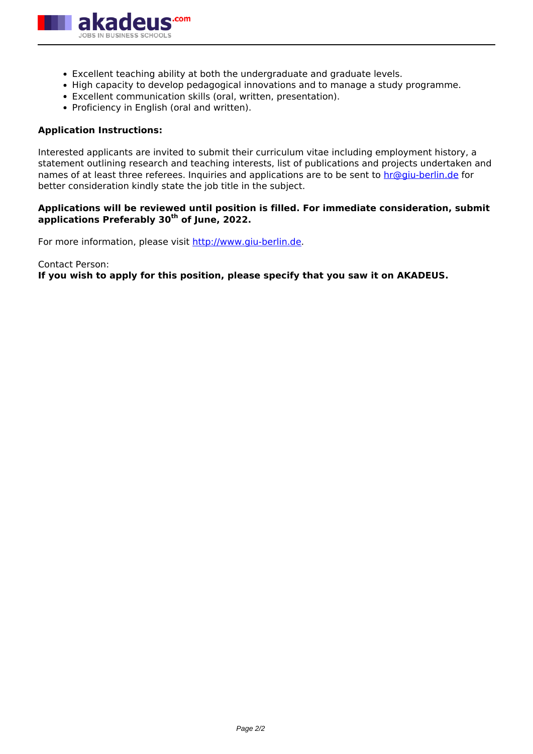- Excellent teaching ability at both the undergraduate and graduate levels.
- High capacity to develop pedagogical innovations and to manage a study programme.
- Excellent communication skills (oral, written, presentation).
- Proficiency in English (oral and written).

**Application Instructions:**

Interested applicants are invited to submit their curriculum vitae including employment history, a statement outlining research and teaching interests, list of publications and projects undertaken and names of at least three referees. Inquiries and applications are to be sent to hr@giu-berlin.de for better consideration kindly state the job title in the subject.

**Applications will be reviewed until position is filled. For immediate consideration, submit applications Preferably 30th of June, 2022.**

For more information, please visit http://www.giu-berlin.de.

Contact Person:
**If you wish to apply for this position, please specify that you saw it on AKADEUS.**